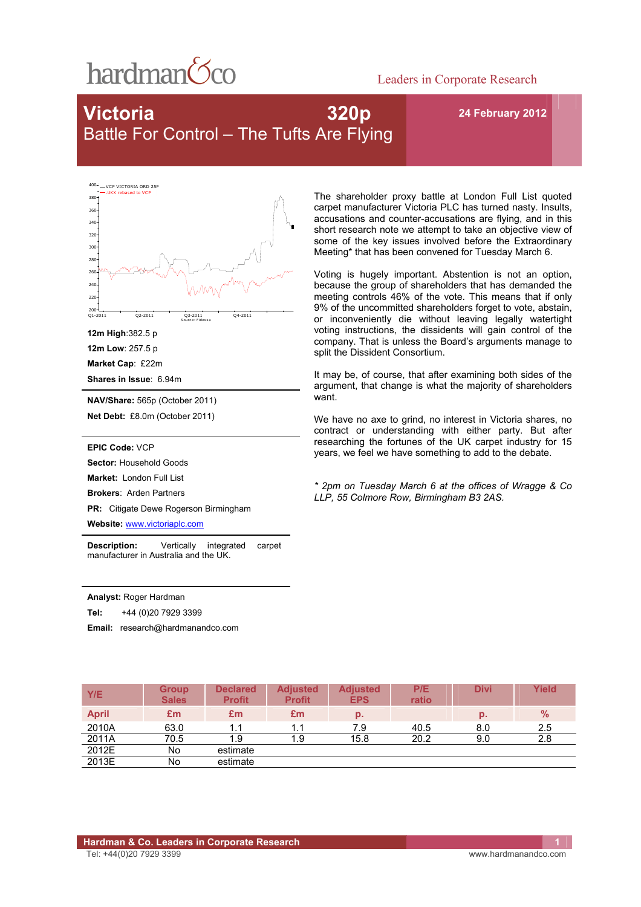# Victoria 320p

## Battle For Control – The Tufts Are Flying

24 February 2012

**12m High**:382.5 p

**12m Low**: 257.5 p

**Market Cap**: £22m

**Shares in Issue**: 6.94m

**NAV/Share:** 565p (October 2011)

**Net Debt:** £8.0m (October 2011)

**EPIC Code:** VCP

**Sector:** Household Goods

**Market:** London Full List

**Brokers**: Arden Partners

**PR:** Citigate Dewe Rogerson Birmingham

**Website:** www.victoriaplc.com

**Description:** Vertically integrated carpet manufacturer in Australia and the UK.

**Analyst:** Roger Hardman

**Tel:** +44 (0)20 7929 3399

**Email:** research@hardmanandco.com

The shareholder proxy battle at London Full List quoted carpet manufacturer Victoria PLC has turned nasty. Insults, accusations and counter-accusations are flying, and in this short research note we attempt to take an objective view of some of the key issues involved before the Extraordinary Meeting* that has been convened for Tuesday March 6.

Voting is hugely important. Abstention is not an option, because the group of shareholders that has demanded the meeting controls 46% of the vote. This means that if only 9% of the uncommitted shareholders forget to vote, abstain, or inconveniently die without leaving legally watertight voting instructions, the dissidents will gain control of the company. That is unless the Board's arguments manage to split the Dissident Consortium.

It may be, of course, that after examining both sides of the argument, that change is what the majority of shareholders want.

We have no axe to grind, no interest in Victoria shares, no contract or understanding with either party. But after researching the fortunes of the UK carpet industry for 15 years, we feel we have something to add to the debate.

*\* 2pm on Tuesday March 6 at the offices of Wragge & Co LLP, 55 Colmore Row, Birmingham B3 2AS.*

| Y/E | Group Sales | Declared Profit | Adjusted Profit | Adjusted EPS | P/E ratio | Divi | Yield |
|---|---|---|---|---|---|---|---|
| April | £m | £m | £m | p. | | p. | % |
| 2010A | 63.0 | 1.1 | 1.1 | 7.9 | 40.5 | 8.0 | 2.5 |
| 2011A | 70.5 | 1.9 | 1.9 | 15.8 | 20.2 | 9.0 | 2.8 |
| 2012E | No | estimate | | | | | |
| 2013E | No | estimate | | | | | |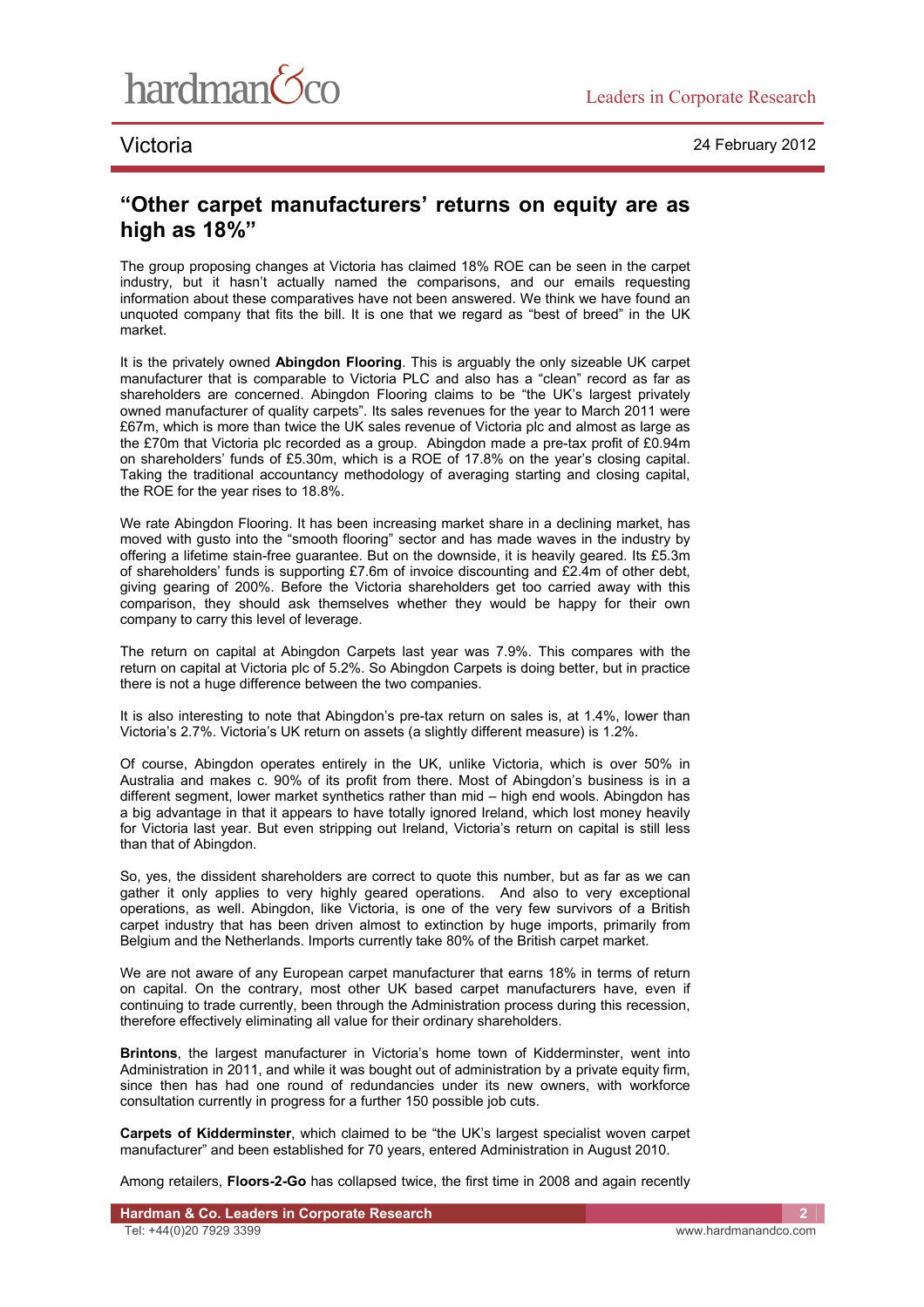## "Other carpet manufacturers' returns on equity are as high as 18%"

The group proposing changes at Victoria has claimed 18% ROE can be seen in the carpet industry, but it hasn't actually named the comparisons, and our emails requesting information about these comparatives have not been answered. We think we have found an unquoted company that fits the bill. It is one that we regard as "best of breed" in the UK market.

It is the privately owned **Abingdon Flooring**. This is arguably the only sizeable UK carpet manufacturer that is comparable to Victoria PLC and also has a "clean" record as far as shareholders are concerned. Abingdon Flooring claims to be "the UK's largest privately owned manufacturer of quality carpets". Its sales revenues for the year to March 2011 were £67m, which is more than twice the UK sales revenue of Victoria plc and almost as large as the £70m that Victoria plc recorded as a group. Abingdon made a pre-tax profit of £0.94m on shareholders' funds of £5.30m, which is a ROE of 17.8% on the year's closing capital. Taking the traditional accountancy methodology of averaging starting and closing capital, the ROE for the year rises to 18.8%.

We rate Abingdon Flooring. It has been increasing market share in a declining market, has moved with gusto into the "smooth flooring" sector and has made waves in the industry by offering a lifetime stain-free guarantee. But on the downside, it is heavily geared. Its £5.3m of shareholders' funds is supporting £7.6m of invoice discounting and £2.4m of other debt, giving gearing of 200%. Before the Victoria shareholders get too carried away with this comparison, they should ask themselves whether they would be happy for their own company to carry this level of leverage.

The return on capital at Abingdon Carpets last year was 7.9%. This compares with the return on capital at Victoria plc of 5.2%. So Abingdon Carpets is doing better, but in practice there is not a huge difference between the two companies.

It is also interesting to note that Abingdon's pre-tax return on sales is, at 1.4%, lower than Victoria's 2.7%. Victoria's UK return on assets (a slightly different measure) is 1.2%.

Of course, Abingdon operates entirely in the UK, unlike Victoria, which is over 50% in Australia and makes c. 90% of its profit from there. Most of Abingdon's business is in a different segment, lower market synthetics rather than mid – high end wools. Abingdon has a big advantage in that it appears to have totally ignored Ireland, which lost money heavily for Victoria last year. But even stripping out Ireland, Victoria's return on capital is still less than that of Abingdon.

So, yes, the dissident shareholders are correct to quote this number, but as far as we can gather it only applies to very highly geared operations. And also to very exceptional operations, as well. Abingdon, like Victoria, is one of the very few survivors of a British carpet industry that has been driven almost to extinction by huge imports, primarily from Belgium and the Netherlands. Imports currently take 80% of the British carpet market.

We are not aware of any European carpet manufacturer that earns 18% in terms of return on capital. On the contrary, most other UK based carpet manufacturers have, even if continuing to trade currently, been through the Administration process during this recession, therefore effectively eliminating all value for their ordinary shareholders.

**Brintons**, the largest manufacturer in Victoria's home town of Kidderminster, went into Administration in 2011, and while it was bought out of administration by a private equity firm, since then has had one round of redundancies under its new owners, with workforce consultation currently in progress for a further 150 possible job cuts.

**Carpets of Kidderminster**, which claimed to be "the UK's largest specialist woven carpet manufacturer" and been established for 70 years, entered Administration in August 2010.

Among retailers, **Floors-2-Go** has collapsed twice, the first time in 2008 and again recently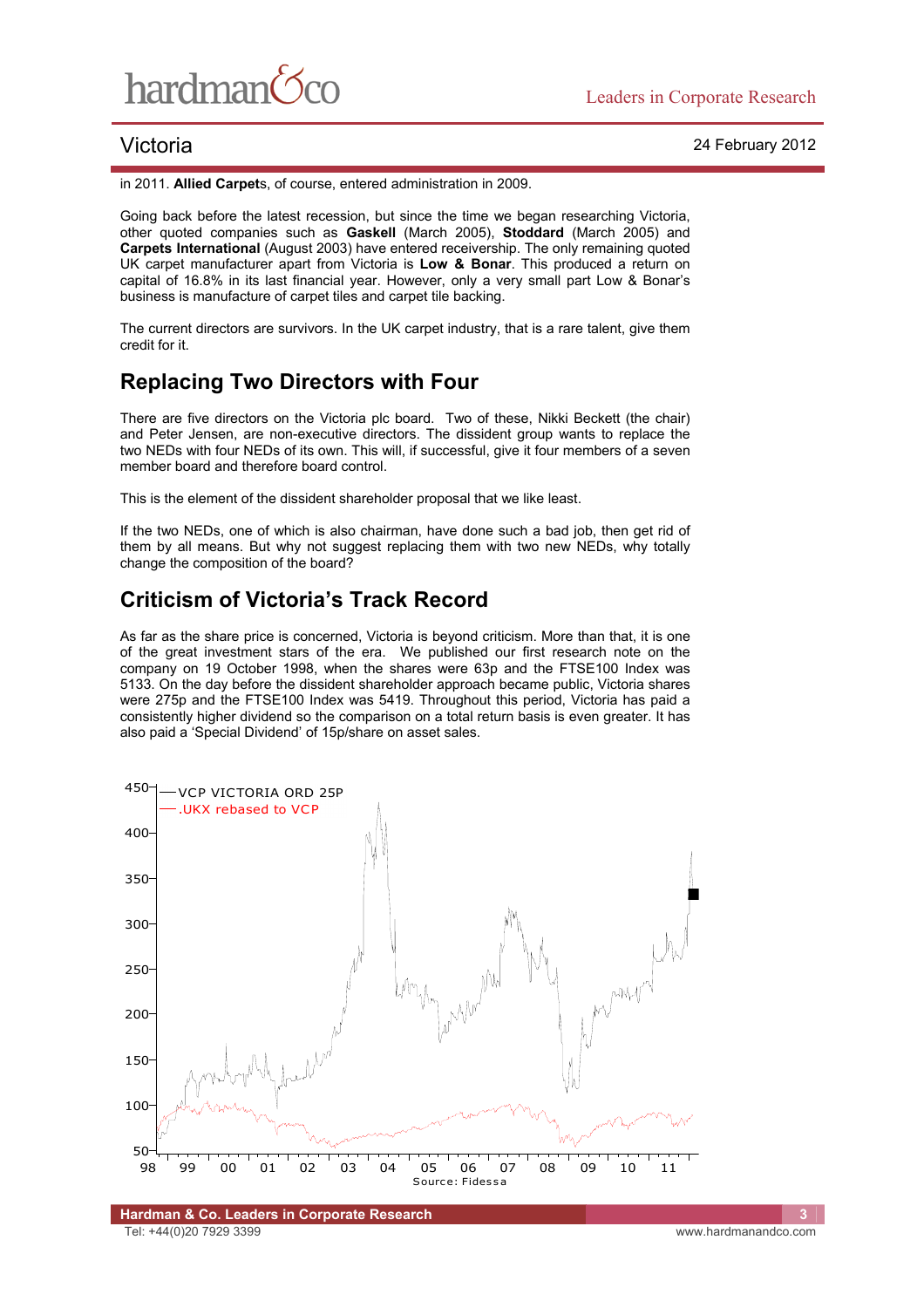in 2011. **Allied Carpet**s, of course, entered administration in 2009.

Going back before the latest recession, but since the time we began researching Victoria, other quoted companies such as **Gaskell** (March 2005), **Stoddard** (March 2005) and **Carpets International** (August 2003) have entered receivership. The only remaining quoted UK carpet manufacturer apart from Victoria is **Low & Bonar**. This produced a return on capital of 16.8% in its last financial year. However, only a very small part Low & Bonar's business is manufacture of carpet tiles and carpet tile backing.

The current directors are survivors. In the UK carpet industry, that is a rare talent, give them credit for it.

## Replacing Two Directors with Four

There are five directors on the Victoria plc board. Two of these, Nikki Beckett (the chair) and Peter Jensen, are non-executive directors. The dissident group wants to replace the two NEDs with four NEDs of its own. This will, if successful, give it four members of a seven member board and therefore board control.

This is the element of the dissident shareholder proposal that we like least.

If the two NEDs, one of which is also chairman, have done such a bad job, then get rid of them by all means. But why not suggest replacing them with two new NEDs, why totally change the composition of the board?

## Criticism of Victoria's Track Record

As far as the share price is concerned, Victoria is beyond criticism. More than that, it is one of the great investment stars of the era. We published our first research note on the company on 19 October 1998, when the shares were 63p and the FTSE100 Index was 5133. On the day before the dissident shareholder approach became public, Victoria shares were 275p and the FTSE100 Index was 5419. Throughout this period, Victoria has paid a consistently higher dividend so the comparison on a total return basis is even greater. It has also paid a 'Special Dividend' of 15p/share on asset sales.

Source: Fidessa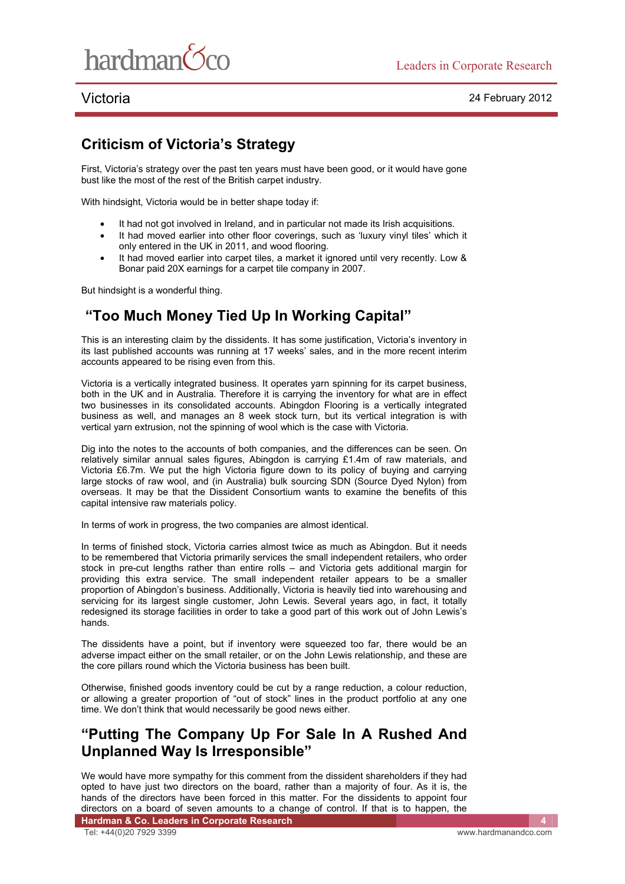## Criticism of Victoria's Strategy

First, Victoria's strategy over the past ten years must have been good, or it would have gone bust like the most of the rest of the British carpet industry.

With hindsight, Victoria would be in better shape today if:

- It had not got involved in Ireland, and in particular not made its Irish acquisitions.
- It had moved earlier into other floor coverings, such as 'luxury vinyl tiles' which it only entered in the UK in 2011, and wood flooring.
- It had moved earlier into carpet tiles, a market it ignored until very recently. Low & Bonar paid 20X earnings for a carpet tile company in 2007.

But hindsight is a wonderful thing.

## "Too Much Money Tied Up In Working Capital"

This is an interesting claim by the dissidents. It has some justification, Victoria's inventory in its last published accounts was running at 17 weeks' sales, and in the more recent interim accounts appeared to be rising even from this.

Victoria is a vertically integrated business. It operates yarn spinning for its carpet business, both in the UK and in Australia. Therefore it is carrying the inventory for what are in effect two businesses in its consolidated accounts. Abingdon Flooring is a vertically integrated business as well, and manages an 8 week stock turn, but its vertical integration is with vertical yarn extrusion, not the spinning of wool which is the case with Victoria.

Dig into the notes to the accounts of both companies, and the differences can be seen. On relatively similar annual sales figures, Abingdon is carrying £1.4m of raw materials, and Victoria £6.7m. We put the high Victoria figure down to its policy of buying and carrying large stocks of raw wool, and (in Australia) bulk sourcing SDN (Source Dyed Nylon) from overseas. It may be that the Dissident Consortium wants to examine the benefits of this capital intensive raw materials policy.

In terms of work in progress, the two companies are almost identical.

In terms of finished stock, Victoria carries almost twice as much as Abingdon. But it needs to be remembered that Victoria primarily services the small independent retailers, who order stock in pre-cut lengths rather than entire rolls – and Victoria gets additional margin for providing this extra service. The small independent retailer appears to be a smaller proportion of Abingdon's business. Additionally, Victoria is heavily tied into warehousing and servicing for its largest single customer, John Lewis. Several years ago, in fact, it totally redesigned its storage facilities in order to take a good part of this work out of John Lewis's hands.

The dissidents have a point, but if inventory were squeezed too far, there would be an adverse impact either on the small retailer, or on the John Lewis relationship, and these are the core pillars round which the Victoria business has been built.

Otherwise, finished goods inventory could be cut by a range reduction, a colour reduction, or allowing a greater proportion of "out of stock" lines in the product portfolio at any one time. We don't think that would necessarily be good news either.

## "Putting The Company Up For Sale In A Rushed And Unplanned Way Is Irresponsible"

We would have more sympathy for this comment from the dissident shareholders if they had opted to have just two directors on the board, rather than a majority of four. As it is, the hands of the directors have been forced in this matter. For the dissidents to appoint four directors on a board of seven amounts to a change of control. If that is to happen, the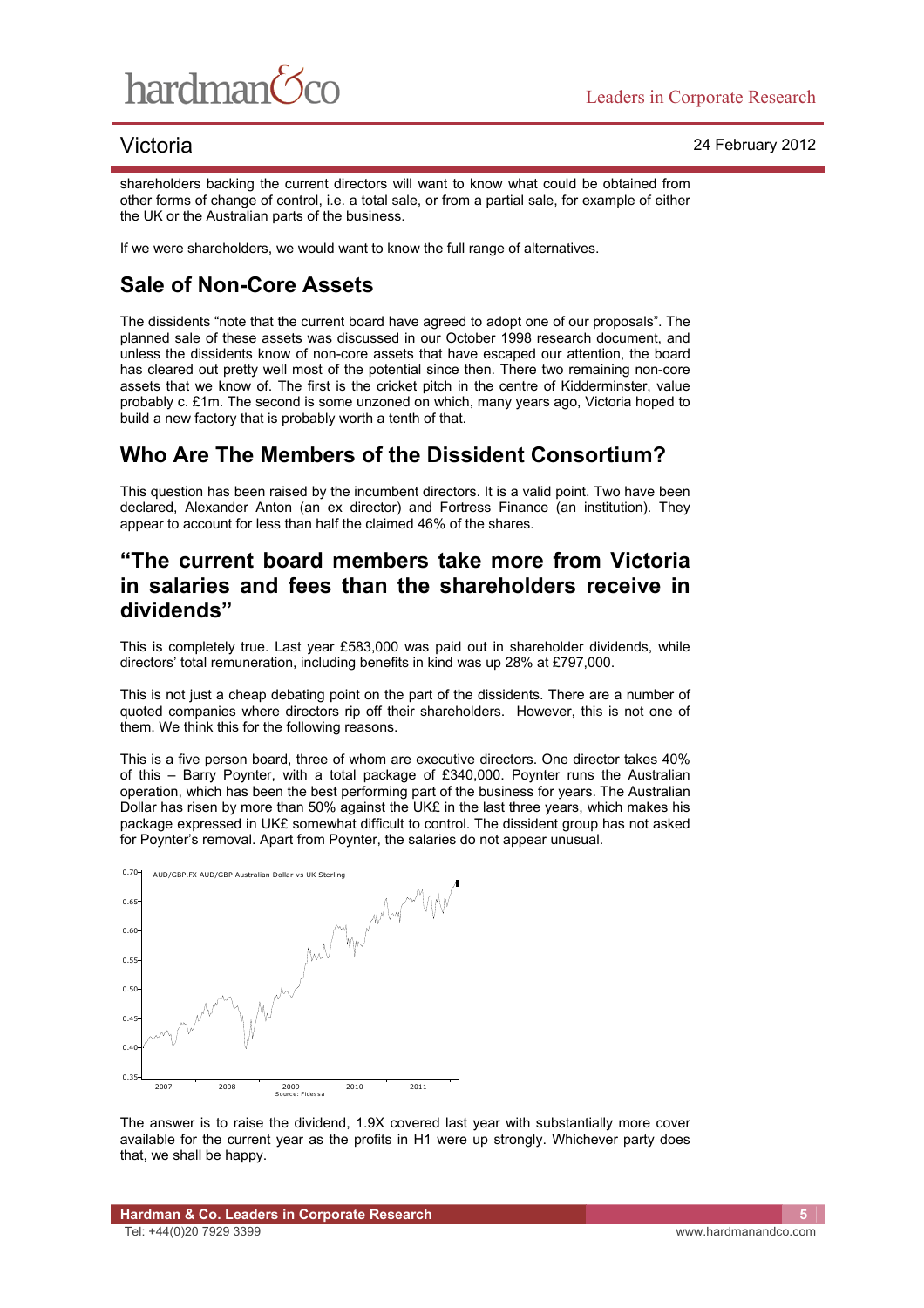shareholders backing the current directors will want to know what could be obtained from other forms of change of control, i.e. a total sale, or from a partial sale, for example of either the UK or the Australian parts of the business.

If we were shareholders, we would want to know the full range of alternatives.

## Sale of Non-Core Assets

The dissidents "note that the current board have agreed to adopt one of our proposals". The planned sale of these assets was discussed in our October 1998 research document, and unless the dissidents know of non-core assets that have escaped our attention, the board has cleared out pretty well most of the potential since then. There two remaining non-core assets that we know of. The first is the cricket pitch in the centre of Kidderminster, value probably c. £1m. The second is some unzoned on which, many years ago, Victoria hoped to build a new factory that is probably worth a tenth of that.

## Who Are The Members of the Dissident Consortium?

This question has been raised by the incumbent directors. It is a valid point. Two have been declared, Alexander Anton (an ex director) and Fortress Finance (an institution). They appear to account for less than half the claimed 46% of the shares.

## "The current board members take more from Victoria in salaries and fees than the shareholders receive in dividends"

This is completely true. Last year £583,000 was paid out in shareholder dividends, while directors' total remuneration, including benefits in kind was up 28% at £797,000.

This is not just a cheap debating point on the part of the dissidents. There are a number of quoted companies where directors rip off their shareholders. However, this is not one of them. We think this for the following reasons.

This is a five person board, three of whom are executive directors. One director takes 40% of this – Barry Poynter, with a total package of £340,000. Poynter runs the Australian operation, which has been the best performing part of the business for years. The Australian Dollar has risen by more than 50% against the UK£ in the last three years, which makes his package expressed in UK£ somewhat difficult to control. The dissident group has not asked for Poynter's removal. Apart from Poynter, the salaries do not appear unusual.

AUD/GBP.FX AUD/GBP Australian Dollar vs UK Sterling

Source: Fidessa

The answer is to raise the dividend, 1.9X covered last year with substantially more cover available for the current year as the profits in H1 were up strongly. Whichever party does that, we shall be happy.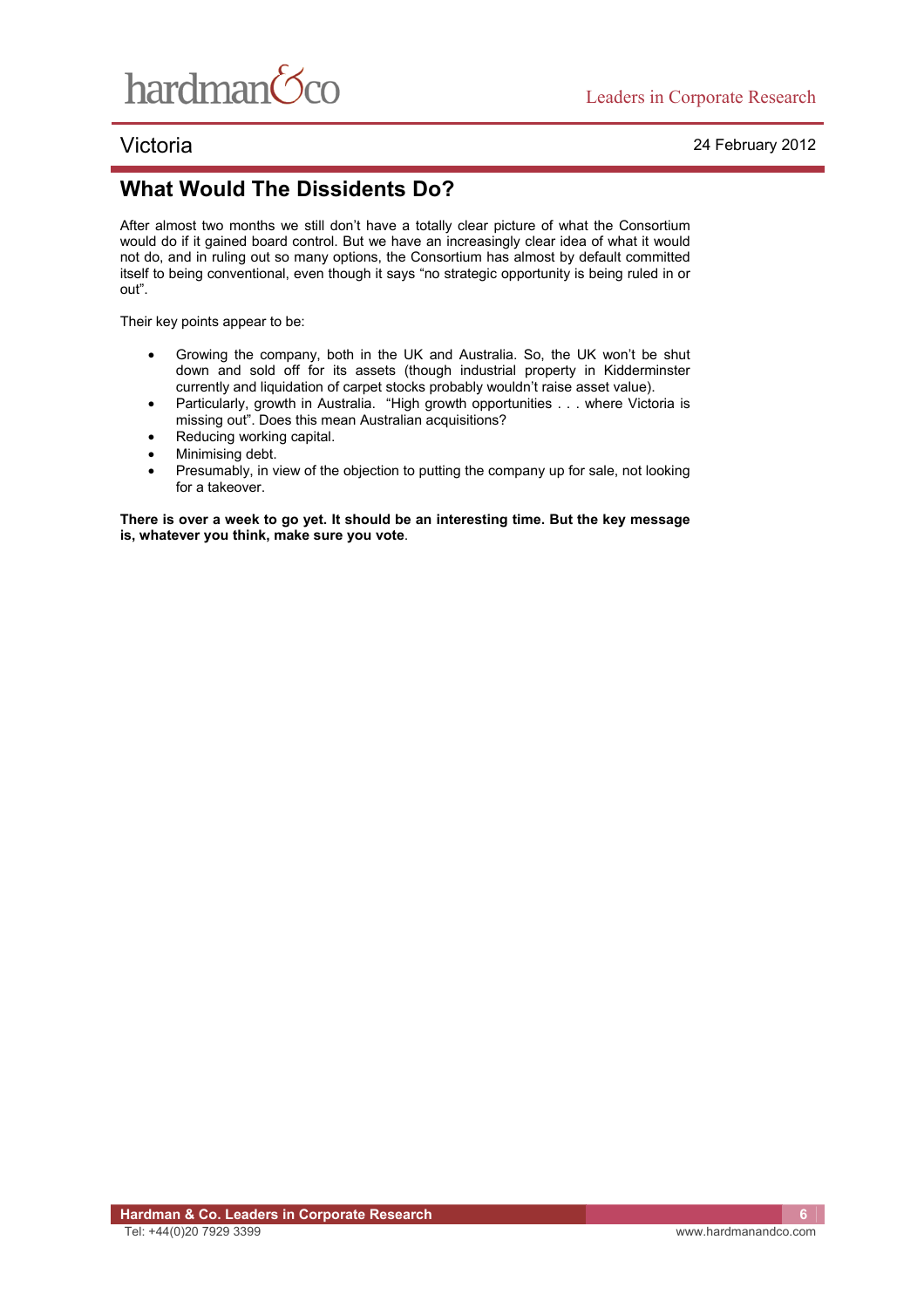## What Would The Dissidents Do?

After almost two months we still don't have a totally clear picture of what the Consortium would do if it gained board control. But we have an increasingly clear idea of what it would not do, and in ruling out so many options, the Consortium has almost by default committed itself to being conventional, even though it says "no strategic opportunity is being ruled in or out".

Their key points appear to be:

- Growing the company, both in the UK and Australia. So, the UK won't be shut down and sold off for its assets (though industrial property in Kidderminster currently and liquidation of carpet stocks probably wouldn't raise asset value).
- Particularly, growth in Australia. "High growth opportunities . . . where Victoria is missing out". Does this mean Australian acquisitions?
- Reducing working capital.
- Minimising debt.
- Presumably, in view of the objection to putting the company up for sale, not looking for a takeover.

**There is over a week to go yet. It should be an interesting time. But the key message is, whatever you think, make sure you vote**.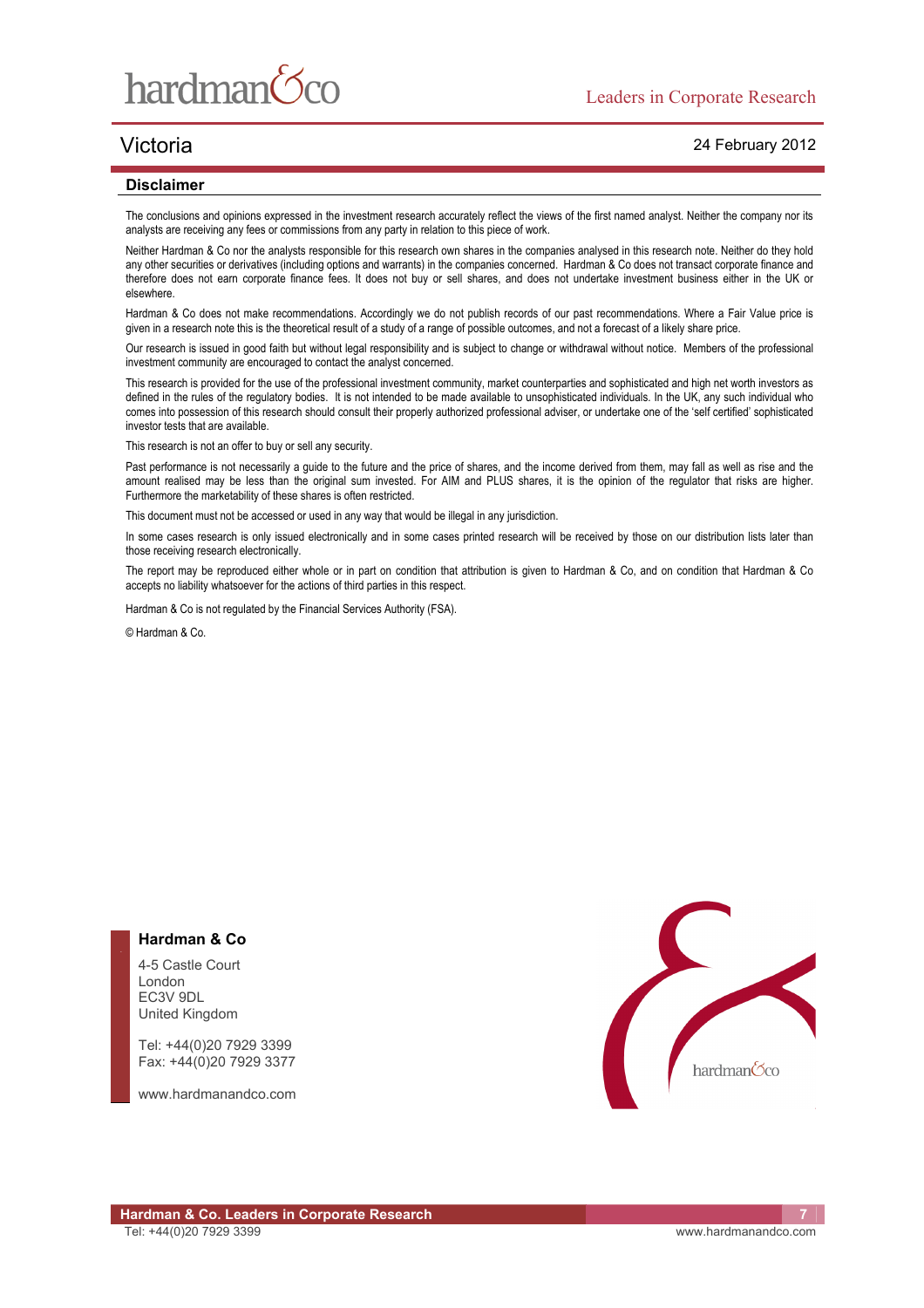## Disclaimer

The conclusions and opinions expressed in the investment research accurately reflect the views of the first named analyst. Neither the company nor its analysts are receiving any fees or commissions from any party in relation to this piece of work.

Neither Hardman & Co nor the analysts responsible for this research own shares in the companies analysed in this research note. Neither do they hold any other securities or derivatives (including options and warrants) in the companies concerned. Hardman & Co does not transact corporate finance and therefore does not earn corporate finance fees. It does not buy or sell shares, and does not undertake investment business either in the UK or elsewhere.

Hardman & Co does not make recommendations. Accordingly we do not publish records of our past recommendations. Where a Fair Value price is given in a research note this is the theoretical result of a study of a range of possible outcomes, and not a forecast of a likely share price.

Our research is issued in good faith but without legal responsibility and is subject to change or withdrawal without notice. Members of the professional investment community are encouraged to contact the analyst concerned.

This research is provided for the use of the professional investment community, market counterparties and sophisticated and high net worth investors as defined in the rules of the regulatory bodies. It is not intended to be made available to unsophisticated individuals. In the UK, any such individual who comes into possession of this research should consult their properly authorized professional adviser, or undertake one of the 'self certified' sophisticated investor tests that are available.

This research is not an offer to buy or sell any security.

Past performance is not necessarily a guide to the future and the price of shares, and the income derived from them, may fall as well as rise and the amount realised may be less than the original sum invested. For AIM and PLUS shares, it is the opinion of the regulator that risks are higher. Furthermore the marketability of these shares is often restricted.

This document must not be accessed or used in any way that would be illegal in any jurisdiction.

In some cases research is only issued electronically and in some cases printed research will be received by those on our distribution lists later than those receiving research electronically.

The report may be reproduced either whole or in part on condition that attribution is given to Hardman & Co, and on condition that Hardman & Co accepts no liability whatsoever for the actions of third parties in this respect.

Hardman & Co is not regulated by the Financial Services Authority (FSA).

© Hardman & Co.

**Hardman & Co**

4-5 Castle Court
London
EC3V 9DL
United Kingdom

Tel: +44(0)20 7929 3399
Fax: +44(0)20 7929 3377

www.hardmanandco.com